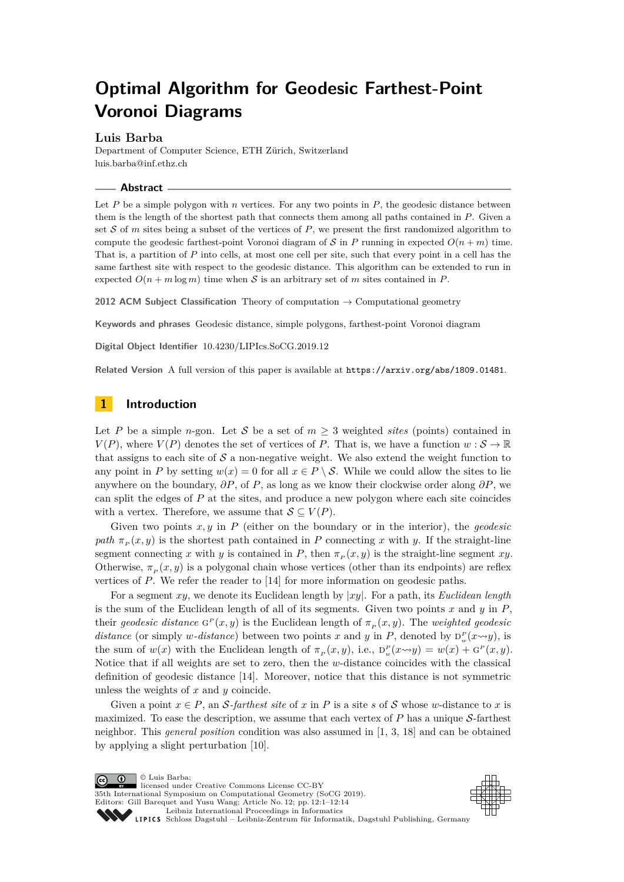# Optimal Algorithm for Geodesic Farthest-Point Voronoi Diagrams

**Luis Barba**

Department of Computer Science, ETH Zürich, Switzerland
luis.barba@inf.ethz.ch

## Abstract

Let $P$ be a simple polygon with $n$ vertices. For any two points in $P$, the geodesic distance between them is the length of the shortest path that connects them among all paths contained in $P$. Given a set $\mathcal{S}$ of $m$ sites being a subset of the vertices of $P$, we present the first randomized algorithm to compute the geodesic farthest-point Voronoi diagram of $\mathcal{S}$ in $P$ running in expected $O(n+m)$ time. That is, a partition of $P$ into cells, at most one cell per site, such that every point in a cell has the same farthest site with respect to the geodesic distance. This algorithm can be extended to run in expected $O(n + m \log m)$ time when $\mathcal{S}$ is an arbitrary set of $m$ sites contained in $P$.

**2012 ACM Subject Classification** Theory of computation → Computational geometry

**Keywords and phrases** Geodesic distance, simple polygons, farthest-point Voronoi diagram

**Digital Object Identifier** 10.4230/LIPIcs.SoCG.2019.12

**Related Version** A full version of this paper is available at https://arxiv.org/abs/1809.01481.

## 1 Introduction

Let $P$ be a simple $n$-gon. Let $\mathcal{S}$ be a set of $m \geq 3$ weighted *sites* (points) contained in $V(P)$, where $V(P)$ denotes the set of vertices of $P$. That is, we have a function $w : \mathcal{S} \to \mathbb{R}$ that assigns to each site of $\mathcal{S}$ a non-negative weight. We also extend the weight function to any point in $P$ by setting $w(x) = 0$ for all $x \in P \setminus \mathcal{S}$. While we could allow the sites to lie anywhere on the boundary, $\partial P$, of $P$, as long as we know their clockwise order along $\partial P$, we can split the edges of $P$ at the sites, and produce a new polygon where each site coincides with a vertex. Therefore, we assume that $\mathcal{S} \subseteq V(P)$.

Given two points $x, y$ in $P$ (either on the boundary or in the interior), the *geodesic path* $\pi_P(x, y)$ is the shortest path contained in $P$ connecting $x$ with $y$. If the straight-line segment connecting $x$ with $y$ is contained in $P$, then $\pi_P(x, y)$ is the straight-line segment $xy$. Otherwise, $\pi_P(x, y)$ is a polygonal chain whose vertices (other than its endpoints) are reflex vertices of $P$. We refer the reader to [14] for more information on geodesic paths.

For a segment $xy$, we denote its Euclidean length by $|xy|$. For a path, its *Euclidean length* is the sum of the Euclidean length of all of its segments. Given two points $x$ and $y$ in $P$, their *geodesic distance* $\mathrm{G}^P(x, y)$ is the Euclidean length of $\pi_P(x, y)$. The *weighted geodesic distance* (or simply *w-distance*) between two points $x$ and $y$ in $P$, denoted by $\mathrm{D}^P_w(x \rightsquigarrow y)$, is the sum of $w(x)$ with the Euclidean length of $\pi_P(x, y)$, i.e., $\mathrm{D}^P_w(x \rightsquigarrow y) = w(x) + \mathrm{G}^P(x, y)$. Notice that if all weights are set to zero, then the $w$-distance coincides with the classical definition of geodesic distance [14]. Moreover, notice that this distance is not symmetric unless the weights of $x$ and $y$ coincide.

Given a point $x \in P$, an $\mathcal{S}$*-farthest site* of $x$ in $P$ is a site $s$ of $\mathcal{S}$ whose $w$-distance to $x$ is maximized. To ease the description, we assume that each vertex of $P$ has a unique $\mathcal{S}$-farthest neighbor. This *general position* condition was also assumed in [1, 3, 18] and can be obtained by applying a slight perturbation [10].

© Luis Barba;
licensed under Creative Commons License CC-BY
35th International Symposium on Computational Geometry (SoCG 2019).
Editors: Gill Barequet and Yusu Wang; Article No. 12; pp. 12:1–12:14
Leibniz International Proceedings in Informatics
LIPICS Schloss Dagstuhl – Leibniz-Zentrum für Informatik, Dagstuhl Publishing, Germany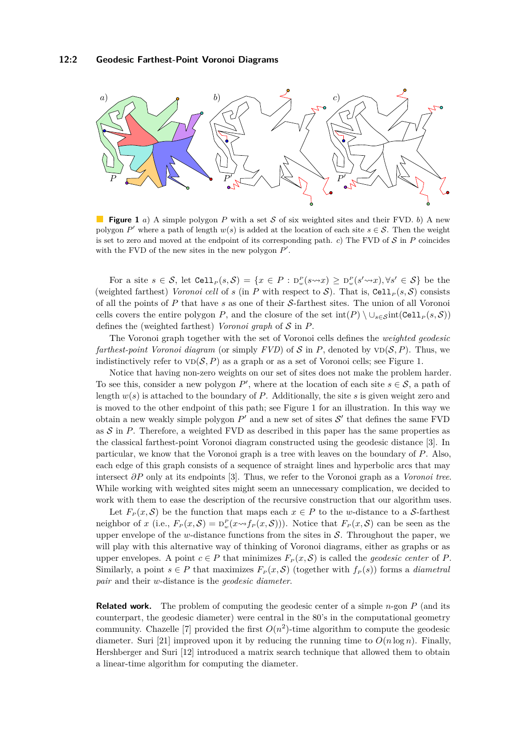**Figure 1** *a)* A simple polygon $P$ with a set $\mathcal{S}$ of six weighted sites and their FVD. *b)* A new polygon $P'$ where a path of length $w(s)$ is added at the location of each site $s \in \mathcal{S}$. Then the weight is set to zero and moved at the endpoint of its corresponding path. *c)* The FVD of $\mathcal{S}$ in $P$ coincides with the FVD of the new sites in the new polygon $P'$.

For a site $s \in \mathcal{S}$, let $\texttt{Cell}_P(s, \mathcal{S}) = \{x \in P : \mathrm{D}^P_w(s \leadsto x) \geq \mathrm{D}^P_w(s' \leadsto x), \forall s' \in \mathcal{S}\}$ be the (weighted farthest) *Voronoi cell* of $s$ (in $P$ with respect to $\mathcal{S}$). That is, $\texttt{Cell}_P(s, \mathcal{S})$ consists of all the points of $P$ that have $s$ as one of their $\mathcal{S}$-farthest sites. The union of all Voronoi cells covers the entire polygon $P$, and the closure of the set $\mathrm{int}(P) \setminus \cup_{s \in \mathcal{S}} \mathrm{int}(\texttt{Cell}_P(s, \mathcal{S}))$ defines the (weighted farthest) *Voronoi graph* of $\mathcal{S}$ in $P$.

The Voronoi graph together with the set of Voronoi cells defines the *weighted geodesic farthest-point Voronoi diagram* (or simply *FVD*) of $\mathcal{S}$ in $P$, denoted by $\mathrm{VD}(\mathcal{S}, P)$. Thus, we indistinctively refer to $\mathrm{VD}(\mathcal{S}, P)$ as a graph or as a set of Voronoi cells; see Figure 1.

Notice that having non-zero weights on our set of sites does not make the problem harder. To see this, consider a new polygon $P'$, where at the location of each site $s \in \mathcal{S}$, a path of length $w(s)$ is attached to the boundary of $P$. The site $s$ is given weight zero and is moved to the other endpoint of this path; see Figure 1 for an illustration. In this way we obtain a new weakly simple polygon $P'$ and a new set of sites $\mathcal{S}'$ that defines the same FVD as $\mathcal{S}$ in $P$. Therefore, a weighted FVD as described in this paper has the same properties as the classical farthest-point Voronoi diagram constructed using the geodesic distance [3]. In particular, we know that the Voronoi graph is a tree with leaves on the boundary of $P$. Also, each edge of this graph consists of a sequence of straight lines and hyperbolic arcs that may intersect $\partial P$ only at its endpoints [3]. Thus, we refer to the Voronoi graph as a *Voronoi tree*. While working with weighted sites might seem an unnecessary complication, we decided to work with them to ease the description of the recursive construction that our algorithm uses.

Let $F_P(x, \mathcal{S})$ be the function that maps each $x \in P$ to the $w$-distance to a $\mathcal{S}$-farthest neighbor of $x$ (i.e., $F_P(x, \mathcal{S}) = \mathrm{D}^P_w(x \leadsto f_P(x, \mathcal{S}))$). Notice that $F_P(x, \mathcal{S})$ can be seen as the upper envelope of the $w$-distance functions from the sites in $\mathcal{S}$. Throughout the paper, we will play with this alternative way of thinking of Voronoi diagrams, either as graphs or as upper envelopes. A point $c \in P$ that minimizes $F_P(x, \mathcal{S})$ is called the *geodesic center* of $P$. Similarly, a point $s \in P$ that maximizes $F_P(x, \mathcal{S})$ (together with $f_P(s)$) forms a *diametral pair* and their $w$-distance is the *geodesic diameter*.

**Related work.** The problem of computing the geodesic center of a simple $n$-gon $P$ (and its counterpart, the geodesic diameter) were central in the 80's in the computational geometry community. Chazelle [7] provided the first $O(n^2)$-time algorithm to compute the geodesic diameter. Suri [21] improved upon it by reducing the running time to $O(n \log n)$. Finally, Hershberger and Suri [12] introduced a matrix search technique that allowed them to obtain a linear-time algorithm for computing the diameter.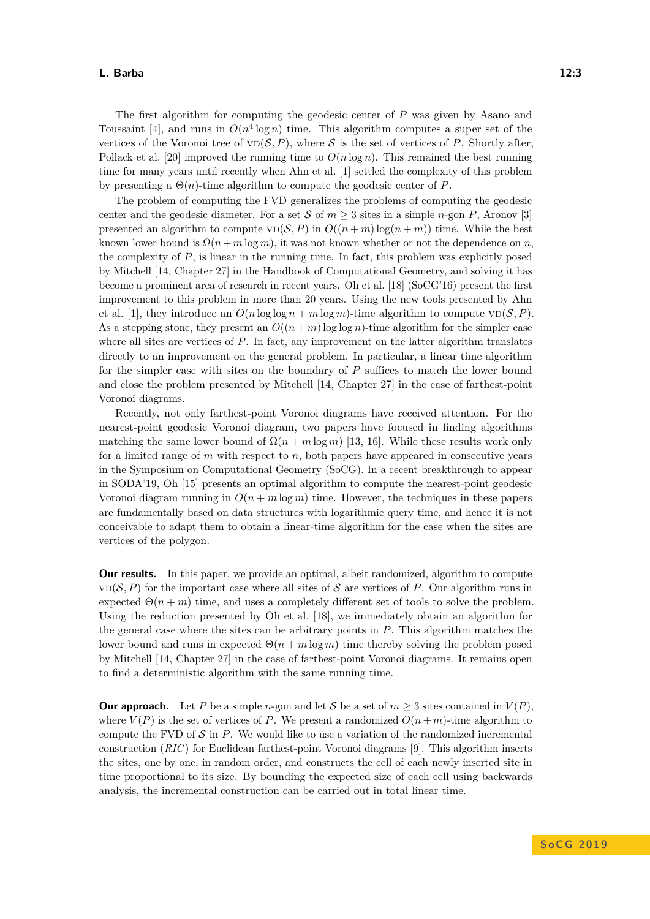The first algorithm for computing the geodesic center of $P$ was given by Asano and Toussaint [4], and runs in $O(n^4 \log n)$ time. This algorithm computes a super set of the vertices of the Voronoi tree of $\text{VD}(\mathcal{S}, P)$, where $\mathcal{S}$ is the set of vertices of $P$. Shortly after, Pollack et al. [20] improved the running time to $O(n \log n)$. This remained the best running time for many years until recently when Ahn et al. [1] settled the complexity of this problem by presenting a $\Theta(n)$-time algorithm to compute the geodesic center of $P$.

The problem of computing the FVD generalizes the problems of computing the geodesic center and the geodesic diameter. For a set $\mathcal{S}$ of $m \geq 3$ sites in a simple $n$-gon $P$, Aronov [3] presented an algorithm to compute $\text{VD}(\mathcal{S}, P)$ in $O((n+m)\log(n+m))$ time. While the best known lower bound is $\Omega(n + m \log m)$, it was not known whether or not the dependence on $n$, the complexity of $P$, is linear in the running time. In fact, this problem was explicitly posed by Mitchell [14, Chapter 27] in the Handbook of Computational Geometry, and solving it has become a prominent area of research in recent years. Oh et al. [18] (SoCG'16) present the first improvement to this problem in more than 20 years. Using the new tools presented by Ahn et al. [1], they introduce an $O(n \log\log n + m \log m)$-time algorithm to compute $\text{VD}(\mathcal{S}, P)$. As a stepping stone, they present an $O((n + m)\log\log n)$-time algorithm for the simpler case where all sites are vertices of $P$. In fact, any improvement on the latter algorithm translates directly to an improvement on the general problem. In particular, a linear time algorithm for the simpler case with sites on the boundary of $P$ suffices to match the lower bound and close the problem presented by Mitchell [14, Chapter 27] in the case of farthest-point Voronoi diagrams.

Recently, not only farthest-point Voronoi diagrams have received attention. For the nearest-point geodesic Voronoi diagram, two papers have focused in finding algorithms matching the same lower bound of $\Omega(n + m \log m)$ [13, 16]. While these results work only for a limited range of $m$ with respect to $n$, both papers have appeared in consecutive years in the Symposium on Computational Geometry (SoCG). In a recent breakthrough to appear in SODA'19, Oh [15] presents an optimal algorithm to compute the nearest-point geodesic Voronoi diagram running in $O(n + m \log m)$ time. However, the techniques in these papers are fundamentally based on data structures with logarithmic query time, and hence it is not conceivable to adapt them to obtain a linear-time algorithm for the case when the sites are vertices of the polygon.

**Our results.** In this paper, we provide an optimal, albeit randomized, algorithm to compute $\text{VD}(\mathcal{S}, P)$ for the important case where all sites of $\mathcal{S}$ are vertices of $P$. Our algorithm runs in expected $\Theta(n + m)$ time, and uses a completely different set of tools to solve the problem. Using the reduction presented by Oh et al. [18], we immediately obtain an algorithm for the general case where the sites can be arbitrary points in $P$. This algorithm matches the lower bound and runs in expected $\Theta(n + m \log m)$ time thereby solving the problem posed by Mitchell [14, Chapter 27] in the case of farthest-point Voronoi diagrams. It remains open to find a deterministic algorithm with the same running time.

**Our approach.** Let $P$ be a simple $n$-gon and let $\mathcal{S}$ be a set of $m \geq 3$ sites contained in $V(P)$, where $V(P)$ is the set of vertices of $P$. We present a randomized $O(n + m)$-time algorithm to compute the FVD of $\mathcal{S}$ in $P$. We would like to use a variation of the randomized incremental construction (*RIC*) for Euclidean farthest-point Voronoi diagrams [9]. This algorithm inserts the sites, one by one, in random order, and constructs the cell of each newly inserted site in time proportional to its size. By bounding the expected size of each cell using backwards analysis, the incremental construction can be carried out in total linear time.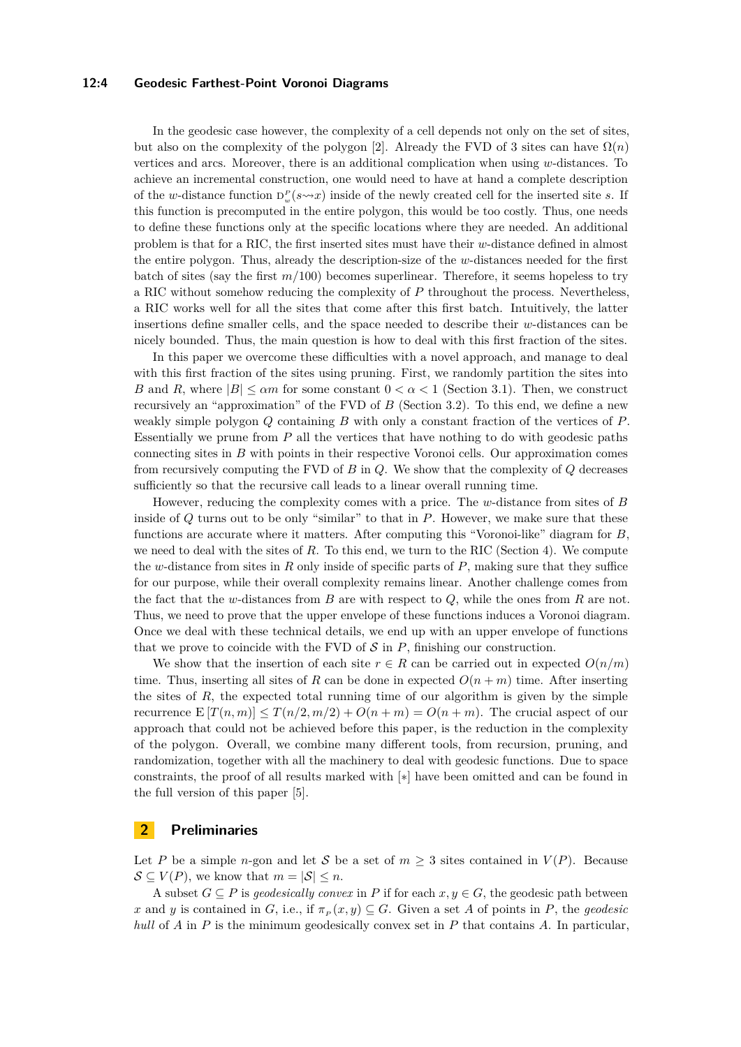In the geodesic case however, the complexity of a cell depends not only on the set of sites, but also on the complexity of the polygon [2]. Already the FVD of 3 sites can have $\Omega(n)$ vertices and arcs. Moreover, there is an additional complication when using $w$-distances. To achieve an incremental construction, one would need to have at hand a complete description of the $w$-distance function $\mathrm{D}^P_w(s \rightsquigarrow x)$ inside of the newly created cell for the inserted site $s$. If this function is precomputed in the entire polygon, this would be too costly. Thus, one needs to define these functions only at the specific locations where they are needed. An additional problem is that for a RIC, the first inserted sites must have their $w$-distance defined in almost the entire polygon. Thus, already the description-size of the $w$-distances needed for the first batch of sites (say the first $m/100$) becomes superlinear. Therefore, it seems hopeless to try a RIC without somehow reducing the complexity of $P$ throughout the process. Nevertheless, a RIC works well for all the sites that come after this first batch. Intuitively, the latter insertions define smaller cells, and the space needed to describe their $w$-distances can be nicely bounded. Thus, the main question is how to deal with this first fraction of the sites.

In this paper we overcome these difficulties with a novel approach, and manage to deal with this first fraction of the sites using pruning. First, we randomly partition the sites into $B$ and $R$, where $|B| \leq \alpha m$ for some constant $0 < \alpha < 1$ (Section 3.1). Then, we construct recursively an "approximation" of the FVD of $B$ (Section 3.2). To this end, we define a new weakly simple polygon $Q$ containing $B$ with only a constant fraction of the vertices of $P$. Essentially we prune from $P$ all the vertices that have nothing to do with geodesic paths connecting sites in $B$ with points in their respective Voronoi cells. Our approximation comes from recursively computing the FVD of $B$ in $Q$. We show that the complexity of $Q$ decreases sufficiently so that the recursive call leads to a linear overall running time.

However, reducing the complexity comes with a price. The $w$-distance from sites of $B$ inside of $Q$ turns out to be only "similar" to that in $P$. However, we make sure that these functions are accurate where it matters. After computing this "Voronoi-like" diagram for $B$, we need to deal with the sites of $R$. To this end, we turn to the RIC (Section 4). We compute the $w$-distance from sites in $R$ only inside of specific parts of $P$, making sure that they suffice for our purpose, while their overall complexity remains linear. Another challenge comes from the fact that the $w$-distances from $B$ are with respect to $Q$, while the ones from $R$ are not. Thus, we need to prove that the upper envelope of these functions induces a Voronoi diagram. Once we deal with these technical details, we end up with an upper envelope of functions that we prove to coincide with the FVD of $\mathcal{S}$ in $P$, finishing our construction.

We show that the insertion of each site $r \in R$ can be carried out in expected $O(n/m)$ time. Thus, inserting all sites of $R$ can be done in expected $O(n+m)$ time. After inserting the sites of $R$, the expected total running time of our algorithm is given by the simple recurrence $\mathrm{E}\left[T(n,m)\right] \leq T(n/2, m/2) + O(n+m) = O(n+m)$. The crucial aspect of our approach that could not be achieved before this paper, is the reduction in the complexity of the polygon. Overall, we combine many different tools, from recursion, pruning, and randomization, together with all the machinery to deal with geodesic functions. Due to space constraints, the proof of all results marked with [$*$] have been omitted and can be found in the full version of this paper [5].

## 2 Preliminaries

Let $P$ be a simple $n$-gon and let $\mathcal{S}$ be a set of $m \geq 3$ sites contained in $V(P)$. Because $\mathcal{S} \subseteq V(P)$, we know that $m = |\mathcal{S}| \leq n$.

A subset $G \subseteq P$ is *geodesically convex* in $P$ if for each $x, y \in G$, the geodesic path between $x$ and $y$ is contained in $G$, i.e., if $\pi_P(x,y) \subseteq G$. Given a set $A$ of points in $P$, the *geodesic hull* of $A$ in $P$ is the minimum geodesically convex set in $P$ that contains $A$. In particular,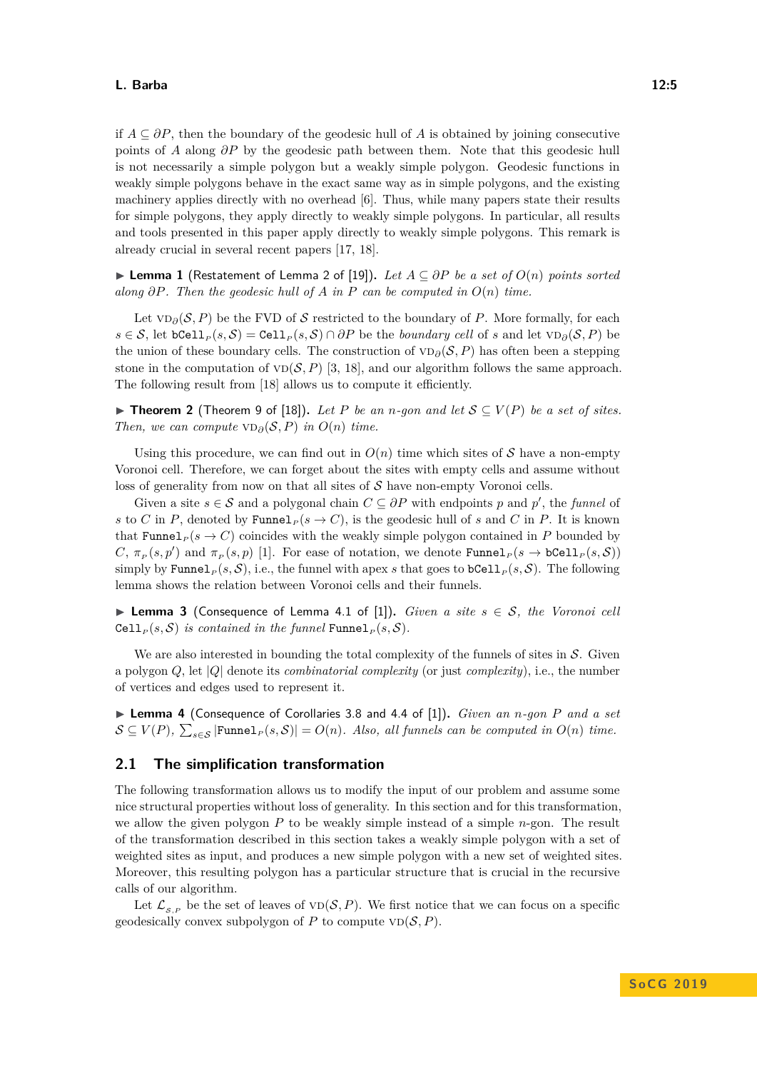if $A \subseteq \partial P$, then the boundary of the geodesic hull of $A$ is obtained by joining consecutive points of $A$ along $\partial P$ by the geodesic path between them. Note that this geodesic hull is not necessarily a simple polygon but a weakly simple polygon. Geodesic functions in weakly simple polygons behave in the exact same way as in simple polygons, and the existing machinery applies directly with no overhead [6]. Thus, while many papers state their results for simple polygons, they apply directly to weakly simple polygons. In particular, all results and tools presented in this paper apply directly to weakly simple polygons. This remark is already crucial in several recent papers [17, 18].

▶ **Lemma 1** (Restatement of Lemma 2 of [19]). *Let $A \subseteq \partial P$ be a set of $O(n)$ points sorted along $\partial P$. Then the geodesic hull of $A$ in $P$ can be computed in $O(n)$ time.*

Let $\text{VD}_\partial(\mathcal{S}, P)$ be the FVD of $\mathcal{S}$ restricted to the boundary of $P$. More formally, for each $s \in \mathcal{S}$, let $\texttt{bCell}_P(s, \mathcal{S}) = \texttt{Cell}_P(s, \mathcal{S}) \cap \partial P$ be the *boundary cell* of $s$ and let $\text{VD}_\partial(\mathcal{S}, P)$ be the union of these boundary cells. The construction of $\text{VD}_\partial(\mathcal{S}, P)$ has often been a stepping stone in the computation of $\text{VD}(\mathcal{S}, P)$ [3, 18], and our algorithm follows the same approach. The following result from [18] allows us to compute it efficiently.

▶ **Theorem 2** (Theorem 9 of [18]). *Let $P$ be an $n$-gon and let $\mathcal{S} \subseteq V(P)$ be a set of sites. Then, we can compute $\text{VD}_\partial(\mathcal{S}, P)$ in $O(n)$ time.*

Using this procedure, we can find out in $O(n)$ time which sites of $\mathcal{S}$ have a non-empty Voronoi cell. Therefore, we can forget about the sites with empty cells and assume without loss of generality from now on that all sites of $\mathcal{S}$ have non-empty Voronoi cells.

Given a site $s \in \mathcal{S}$ and a polygonal chain $C \subseteq \partial P$ with endpoints $p$ and $p'$, the *funnel* of $s$ to $C$ in $P$, denoted by $\texttt{Funnel}_P(s \to C)$, is the geodesic hull of $s$ and $C$ in $P$. It is known that $\texttt{Funnel}_P(s \to C)$ coincides with the weakly simple polygon contained in $P$ bounded by $C$, $\pi_P(s, p')$ and $\pi_P(s, p)$ [1]. For ease of notation, we denote $\texttt{Funnel}_P(s \to \texttt{bCell}_P(s, \mathcal{S}))$ simply by $\texttt{Funnel}_P(s, \mathcal{S})$, i.e., the funnel with apex $s$ that goes to $\texttt{bCell}_P(s, \mathcal{S})$. The following lemma shows the relation between Voronoi cells and their funnels.

▶ **Lemma 3** (Consequence of Lemma 4.1 of [1]). *Given a site $s \in \mathcal{S}$, the Voronoi cell $\texttt{Cell}_P(s, \mathcal{S})$ is contained in the funnel $\texttt{Funnel}_P(s, \mathcal{S})$.*

We are also interested in bounding the total complexity of the funnels of sites in $\mathcal{S}$. Given a polygon $Q$, let $|Q|$ denote its *combinatorial complexity* (or just *complexity*), i.e., the number of vertices and edges used to represent it.

▶ **Lemma 4** (Consequence of Corollaries 3.8 and 4.4 of [1]). *Given an $n$-gon $P$ and a set $\mathcal{S} \subseteq V(P)$, $\sum_{s \in \mathcal{S}} |\texttt{Funnel}_P(s, \mathcal{S})| = O(n)$. Also, all funnels can be computed in $O(n)$ time.*

## 2.1 The simplification transformation

The following transformation allows us to modify the input of our problem and assume some nice structural properties without loss of generality. In this section and for this transformation, we allow the given polygon $P$ to be weakly simple instead of a simple $n$-gon. The result of the transformation described in this section takes a weakly simple polygon with a set of weighted sites as input, and produces a new simple polygon with a new set of weighted sites. Moreover, this resulting polygon has a particular structure that is crucial in the recursive calls of our algorithm.

Let $\mathcal{L}_{\mathcal{S},P}$ be the set of leaves of $\text{VD}(\mathcal{S}, P)$. We first notice that we can focus on a specific geodesically convex subpolygon of $P$ to compute $\text{VD}(\mathcal{S}, P)$.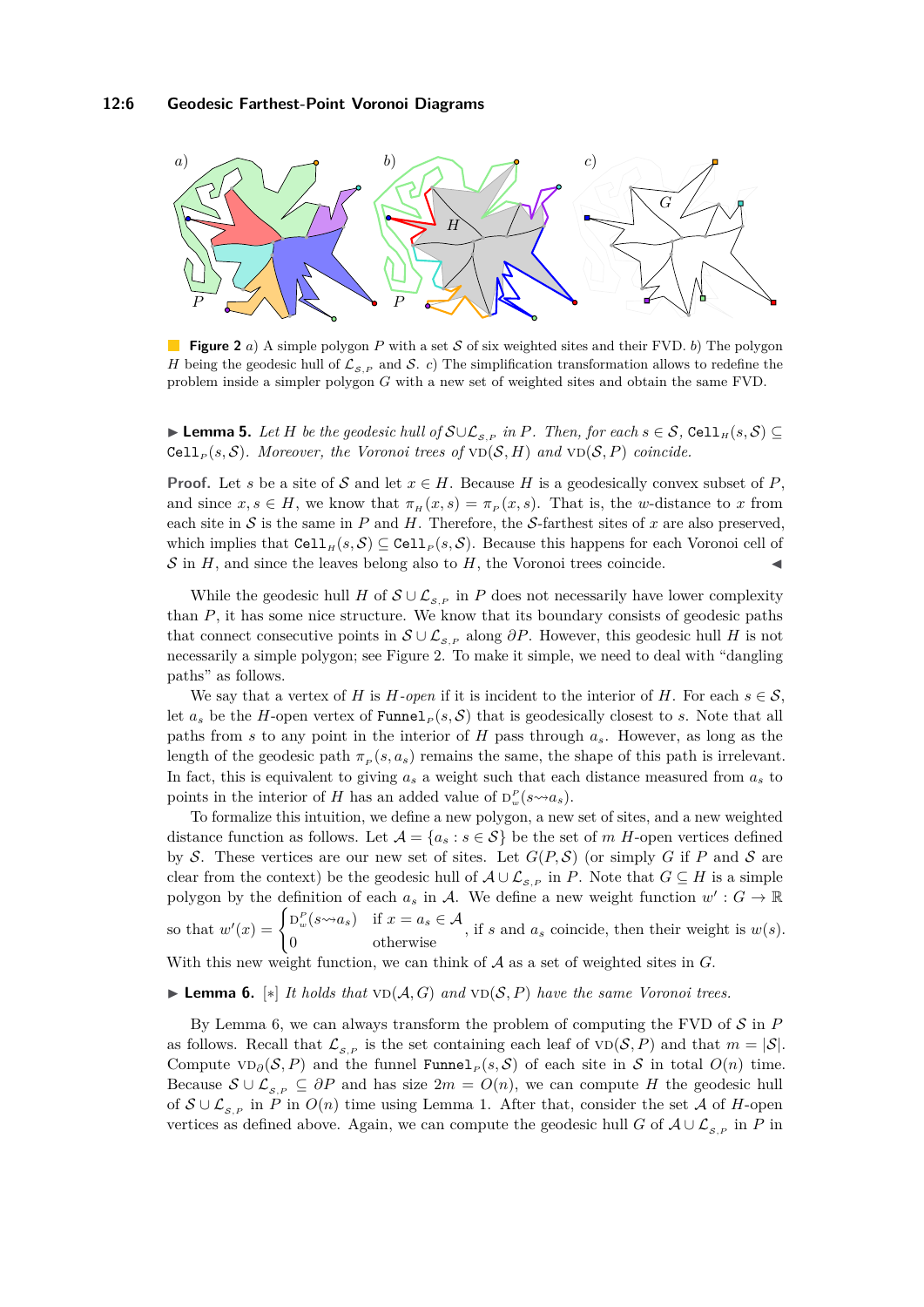**Figure 2** *a)* A simple polygon $P$ with a set $\mathcal{S}$ of six weighted sites and their FVD. *b)* The polygon $H$ being the geodesic hull of $\mathcal{L}_{\mathcal{S},P}$ and $\mathcal{S}$. *c)* The simplification transformation allows to redefine the problem inside a simpler polygon $G$ with a new set of weighted sites and obtain the same FVD.

▶ **Lemma 5.** *Let $H$ be the geodesic hull of $\mathcal{S} \cup \mathcal{L}_{\mathcal{S},P}$ in $P$. Then, for each $s \in \mathcal{S}$, $\texttt{Cell}_H(s, \mathcal{S}) \subseteq \texttt{Cell}_P(s, \mathcal{S})$. Moreover, the Voronoi trees of $\mathrm{VD}(\mathcal{S}, H)$ and $\mathrm{VD}(\mathcal{S}, P)$ coincide.*

**Proof.** Let $s$ be a site of $\mathcal{S}$ and let $x \in H$. Because $H$ is a geodesically convex subset of $P$, and since $x, s \in H$, we know that $\pi_H(x, s) = \pi_P(x, s)$. That is, the $w$-distance to $x$ from each site in $\mathcal{S}$ is the same in $P$ and $H$. Therefore, the $\mathcal{S}$-farthest sites of $x$ are also preserved, which implies that $\texttt{Cell}_H(s, \mathcal{S}) \subseteq \texttt{Cell}_P(s, \mathcal{S})$. Because this happens for each Voronoi cell of $\mathcal{S}$ in $H$, and since the leaves belong also to $H$, the Voronoi trees coincide. ◀

While the geodesic hull $H$ of $\mathcal{S} \cup \mathcal{L}_{\mathcal{S},P}$ in $P$ does not necessarily have lower complexity than $P$, it has some nice structure. We know that its boundary consists of geodesic paths that connect consecutive points in $\mathcal{S} \cup \mathcal{L}_{\mathcal{S},P}$ along $\partial P$. However, this geodesic hull $H$ is not necessarily a simple polygon; see Figure 2. To make it simple, we need to deal with "dangling paths" as follows.

We say that a vertex of $H$ is *$H$-open* if it is incident to the interior of $H$. For each $s \in \mathcal{S}$, let $a_s$ be the $H$-open vertex of $\texttt{Funnel}_P(s, \mathcal{S})$ that is geodesically closest to $s$. Note that all paths from $s$ to any point in the interior of $H$ pass through $a_s$. However, as long as the length of the geodesic path $\pi_P(s, a_s)$ remains the same, the shape of this path is irrelevant. In fact, this is equivalent to giving $a_s$ a weight such that each distance measured from $a_s$ to points in the interior of $H$ has an added value of $\mathrm{D}^P_w(s \rightsquigarrow a_s)$.

To formalize this intuition, we define a new polygon, a new set of sites, and a new weighted distance function as follows. Let $\mathcal{A} = \{a_s : s \in \mathcal{S}\}$ be the set of $m$ $H$-open vertices defined by $\mathcal{S}$. These vertices are our new set of sites. Let $G(P, \mathcal{S})$ (or simply $G$ if $P$ and $\mathcal{S}$ are clear from the context) be the geodesic hull of $\mathcal{A} \cup \mathcal{L}_{\mathcal{S},P}$ in $P$. Note that $G \subseteq H$ is a simple polygon by the definition of each $a_s$ in $\mathcal{A}$. We define a new weight function $w' : G \to \mathbb{R}$ so that $w'(x) = \begin{cases} \mathrm{D}^P_w(s \rightsquigarrow a_s) & \text{if } x = a_s \in \mathcal{A} \\ 0 & \text{otherwise} \end{cases}$, if $s$ and $a_s$ coincide, then their weight is $w(s)$. With this new weight function, we can think of $\mathcal{A}$ as a set of weighted sites in $G$.

▶ **Lemma 6.** [∗] *It holds that $\mathrm{VD}(\mathcal{A}, G)$ and $\mathrm{VD}(\mathcal{S}, P)$ have the same Voronoi trees.*

By Lemma 6, we can always transform the problem of computing the FVD of $\mathcal{S}$ in $P$ as follows. Recall that $\mathcal{L}_{\mathcal{S},P}$ is the set containing each leaf of $\mathrm{VD}(\mathcal{S}, P)$ and that $m = |\mathcal{S}|$. Compute $\mathrm{VD}_\partial(\mathcal{S}, P)$ and the funnel $\texttt{Funnel}_P(s, \mathcal{S})$ of each site in $\mathcal{S}$ in total $O(n)$ time. Because $\mathcal{S} \cup \mathcal{L}_{\mathcal{S},P} \subseteq \partial P$ and has size $2m = O(n)$, we can compute $H$ the geodesic hull of $\mathcal{S} \cup \mathcal{L}_{\mathcal{S},P}$ in $P$ in $O(n)$ time using Lemma 1. After that, consider the set $\mathcal{A}$ of $H$-open vertices as defined above. Again, we can compute the geodesic hull $G$ of $\mathcal{A} \cup \mathcal{L}_{\mathcal{S},P}$ in $P$ in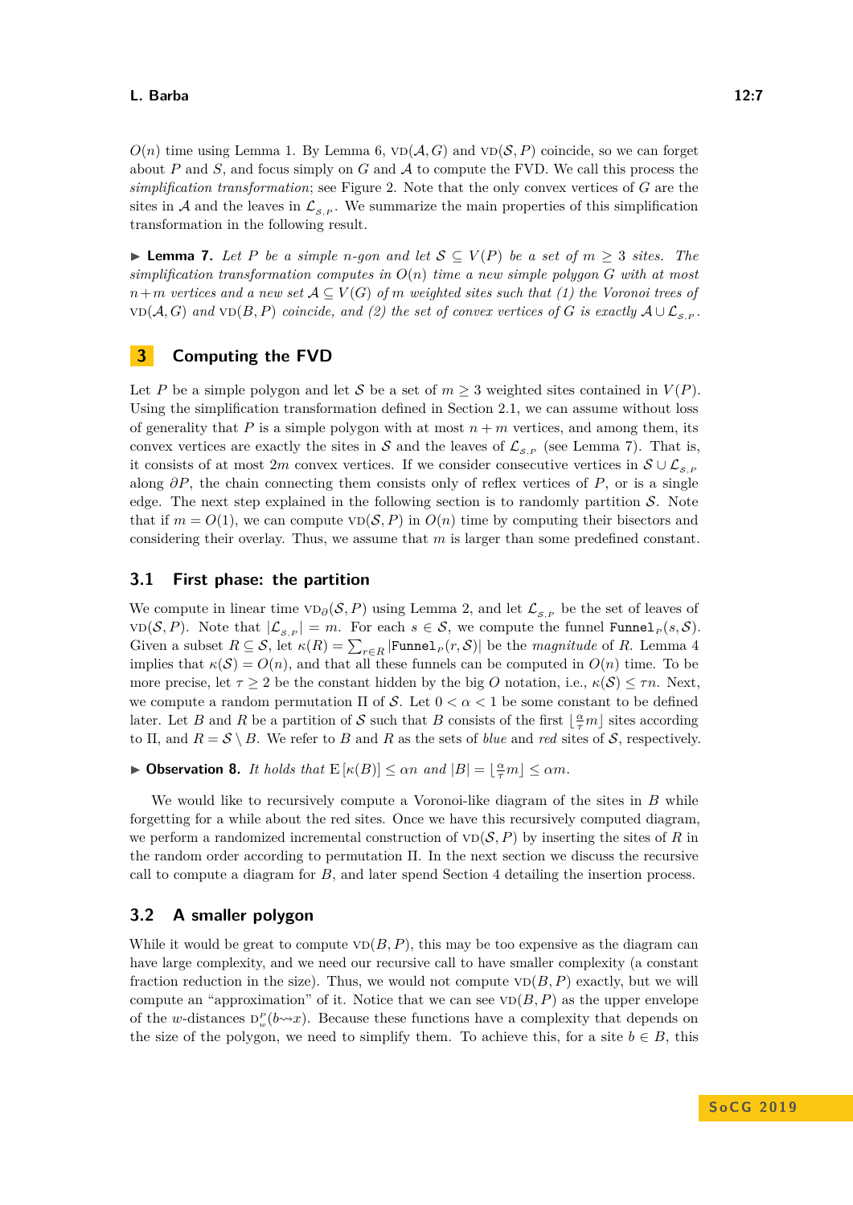$O(n)$ time using Lemma 1. By Lemma 6, $\text{VD}(\mathcal{A}, G)$ and $\text{VD}(\mathcal{S}, P)$ coincide, so we can forget about $P$ and $S$, and focus simply on $G$ and $\mathcal{A}$ to compute the FVD. We call this process the *simplification transformation*; see Figure 2. Note that the only convex vertices of $G$ are the sites in $\mathcal{A}$ and the leaves in $\mathcal{L}_{\mathcal{S},P}$. We summarize the main properties of this simplification transformation in the following result.

▶ **Lemma 7.** *Let $P$ be a simple $n$-gon and let $\mathcal{S} \subseteq V(P)$ be a set of $m \geq 3$ sites. The simplification transformation computes in $O(n)$ time a new simple polygon $G$ with at most $n+m$ vertices and a new set $\mathcal{A} \subseteq V(G)$ of $m$ weighted sites such that (1) the Voronoi trees of $\text{VD}(\mathcal{A}, G)$ and $\text{VD}(B, P)$ coincide, and (2) the set of convex vertices of $G$ is exactly $\mathcal{A} \cup \mathcal{L}_{\mathcal{S},P}$.*

## 3 Computing the FVD

Let $P$ be a simple polygon and let $\mathcal{S}$ be a set of $m \geq 3$ weighted sites contained in $V(P)$. Using the simplification transformation defined in Section 2.1, we can assume without loss of generality that $P$ is a simple polygon with at most $n+m$ vertices, and among them, its convex vertices are exactly the sites in $\mathcal{S}$ and the leaves of $\mathcal{L}_{\mathcal{S},P}$ (see Lemma 7). That is, it consists of at most $2m$ convex vertices. If we consider consecutive vertices in $\mathcal{S} \cup \mathcal{L}_{\mathcal{S},P}$ along $\partial P$, the chain connecting them consists only of reflex vertices of $P$, or is a single edge. The next step explained in the following section is to randomly partition $\mathcal{S}$. Note that if $m = O(1)$, we can compute $\text{VD}(\mathcal{S}, P)$ in $O(n)$ time by computing their bisectors and considering their overlay. Thus, we assume that $m$ is larger than some predefined constant.

### 3.1 First phase: the partition

We compute in linear time $\text{VD}_\partial(\mathcal{S}, P)$ using Lemma 2, and let $\mathcal{L}_{\mathcal{S},P}$ be the set of leaves of $\text{VD}(\mathcal{S}, P)$. Note that $|\mathcal{L}_{\mathcal{S},P}| = m$. For each $s \in \mathcal{S}$, we compute the funnel $\texttt{Funnel}_P(s, \mathcal{S})$. Given a subset $R \subseteq \mathcal{S}$, let $\kappa(R) = \sum_{r \in R} |\texttt{Funnel}_P(r, \mathcal{S})|$ be the *magnitude* of $R$. Lemma 4 implies that $\kappa(\mathcal{S}) = O(n)$, and that all these funnels can be computed in $O(n)$ time. To be more precise, let $\tau \geq 2$ be the constant hidden by the big $O$ notation, i.e., $\kappa(\mathcal{S}) \leq \tau n$. Next, we compute a random permutation $\Pi$ of $\mathcal{S}$. Let $0 < \alpha < 1$ be some constant to be defined later. Let $B$ and $R$ be a partition of $\mathcal{S}$ such that $B$ consists of the first $\lfloor \frac{\alpha}{\tau} m \rfloor$ sites according to $\Pi$, and $R = \mathcal{S} \setminus B$. We refer to $B$ and $R$ as the sets of *blue* and *red* sites of $\mathcal{S}$, respectively.

▶ **Observation 8.** *It holds that $\mathrm{E}\left[\kappa(B)\right] \leq \alpha n$ and $|B| = \lfloor \frac{\alpha}{\tau} m \rfloor \leq \alpha m$.*

We would like to recursively compute a Voronoi-like diagram of the sites in $B$ while forgetting for a while about the red sites. Once we have this recursively computed diagram, we perform a randomized incremental construction of $\text{VD}(\mathcal{S}, P)$ by inserting the sites of $R$ in the random order according to permutation $\Pi$. In the next section we discuss the recursive call to compute a diagram for $B$, and later spend Section 4 detailing the insertion process.

### 3.2 A smaller polygon

While it would be great to compute $\text{VD}(B, P)$, this may be too expensive as the diagram can have large complexity, and we need our recursive call to have smaller complexity (a constant fraction reduction in the size). Thus, we would not compute $\text{VD}(B, P)$ exactly, but we will compute an "approximation" of it. Notice that we can see $\text{VD}(B, P)$ as the upper envelope of the $w$-distances $\mathrm{D}^P_w(b \rightsquigarrow x)$. Because these functions have a complexity that depends on the size of the polygon, we need to simplify them. To achieve this, for a site $b \in B$, this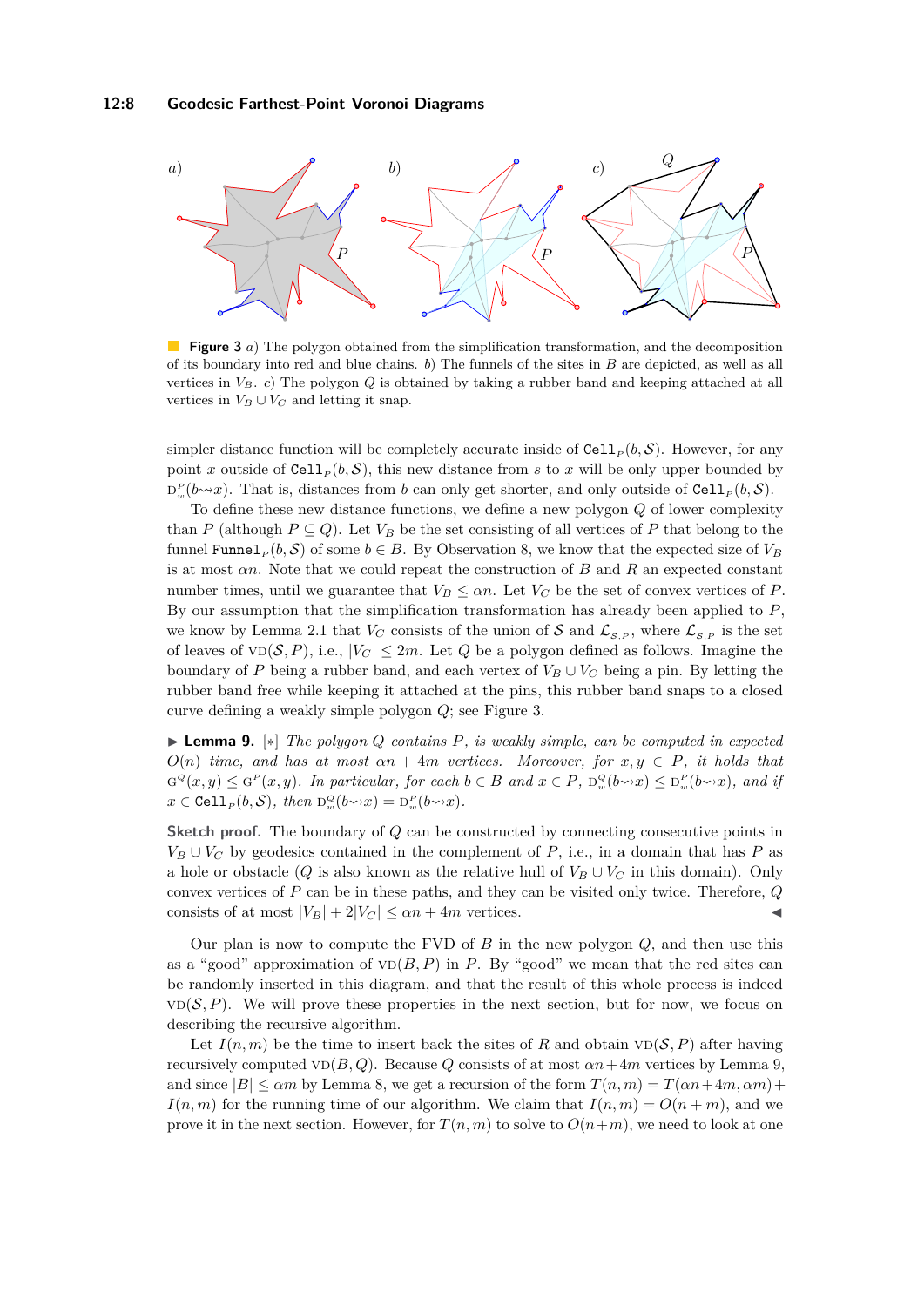**Figure 3** *a)* The polygon obtained from the simplification transformation, and the decomposition of its boundary into red and blue chains. *b)* The funnels of the sites in $B$ are depicted, as well as all vertices in $V_B$. *c)* The polygon $Q$ is obtained by taking a rubber band and keeping attached at all vertices in $V_B \cup V_C$ and letting it snap.

simpler distance function will be completely accurate inside of $\texttt{Cell}_P(b, \mathcal{S})$. However, for any point $x$ outside of $\texttt{Cell}_P(b, \mathcal{S})$, this new distance from $s$ to $x$ will be only upper bounded by $\mathrm{D}^P_w(b \rightsquigarrow x)$. That is, distances from $b$ can only get shorter, and only outside of $\texttt{Cell}_P(b, \mathcal{S})$.

To define these new distance functions, we define a new polygon $Q$ of lower complexity than $P$ (although $P \subseteq Q$). Let $V_B$ be the set consisting of all vertices of $P$ that belong to the funnel $\texttt{Funnel}_P(b, \mathcal{S})$ of some $b \in B$. By Observation 8, we know that the expected size of $V_B$ is at most $\alpha n$. Note that we could repeat the construction of $B$ and $R$ an expected constant number times, until we guarantee that $V_B \leq \alpha n$. Let $V_C$ be the set of convex vertices of $P$. By our assumption that the simplification transformation has already been applied to $P$, we know by Lemma 2.1 that $V_C$ consists of the union of $\mathcal{S}$ and $\mathcal{L}_{\mathcal{S},P}$, where $\mathcal{L}_{\mathcal{S},P}$ is the set of leaves of $\mathrm{VD}(\mathcal{S}, P)$, i.e., $|V_C| \leq 2m$. Let $Q$ be a polygon defined as follows. Imagine the boundary of $P$ being a rubber band, and each vertex of $V_B \cup V_C$ being a pin. By letting the rubber band free while keeping it attached at the pins, this rubber band snaps to a closed curve defining a weakly simple polygon $Q$; see Figure 3.

▶ **Lemma 9.** [∗] *The polygon $Q$ contains $P$, is weakly simple, can be computed in expected $O(n)$ time, and has at most $\alpha n + 4m$ vertices. Moreover, for $x, y \in P$, it holds that $\mathrm{G}^Q(x, y) \leq \mathrm{G}^P(x, y)$. In particular, for each $b \in B$ and $x \in P$, $\mathrm{D}^Q_w(b \rightsquigarrow x) \leq \mathrm{D}^P_w(b \rightsquigarrow x)$, and if $x \in \texttt{Cell}_P(b, \mathcal{S})$, then $\mathrm{D}^Q_w(b \rightsquigarrow x) = \mathrm{D}^P_w(b \rightsquigarrow x)$.*

**Sketch proof.** The boundary of $Q$ can be constructed by connecting consecutive points in $V_B \cup V_C$ by geodesics contained in the complement of $P$, i.e., in a domain that has $P$ as a hole or obstacle ($Q$ is also known as the relative hull of $V_B \cup V_C$ in this domain). Only convex vertices of $P$ can be in these paths, and they can be visited only twice. Therefore, $Q$ consists of at most $|V_B| + 2|V_C| \leq \alpha n + 4m$ vertices. ◀

Our plan is now to compute the FVD of $B$ in the new polygon $Q$, and then use this as a "good" approximation of $\mathrm{VD}(B, P)$ in $P$. By "good" we mean that the red sites can be randomly inserted in this diagram, and that the result of this whole process is indeed $\mathrm{VD}(\mathcal{S}, P)$. We will prove these properties in the next section, but for now, we focus on describing the recursive algorithm.

Let $I(n, m)$ be the time to insert back the sites of $R$ and obtain $\mathrm{VD}(\mathcal{S}, P)$ after having recursively computed $\mathrm{VD}(B, Q)$. Because $Q$ consists of at most $\alpha n + 4m$ vertices by Lemma 9, and since $|B| \leq \alpha m$ by Lemma 8, we get a recursion of the form $T(n, m) = T(\alpha n + 4m, \alpha m) + I(n, m)$ for the running time of our algorithm. We claim that $I(n, m) = O(n + m)$, and we prove it in the next section. However, for $T(n, m)$ to solve to $O(n+m)$, we need to look at one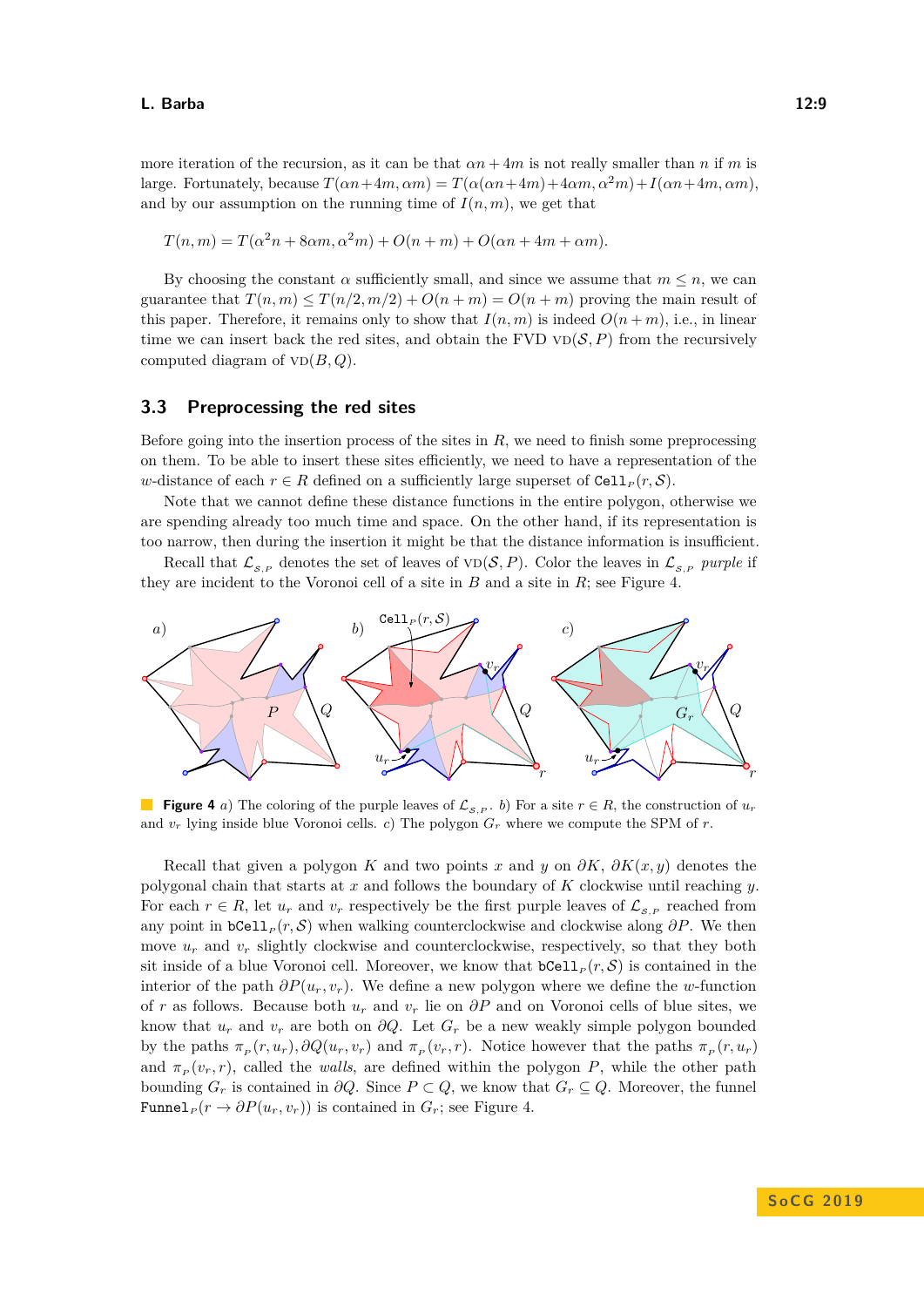more iteration of the recursion, as it can be that $\alpha n + 4m$ is not really smaller than $n$ if $m$ is large. Fortunately, because $T(\alpha n + 4m, \alpha m) = T(\alpha(\alpha n + 4m) + 4\alpha m, \alpha^2 m) + I(\alpha n + 4m, \alpha m)$, and by our assumption on the running time of $I(n, m)$, we get that

$$T(n, m) = T(\alpha^2 n + 8\alpha m, \alpha^2 m) + O(n + m) + O(\alpha n + 4m + \alpha m).$$

By choosing the constant $\alpha$ sufficiently small, and since we assume that $m \leq n$, we can guarantee that $T(n, m) \leq T(n/2, m/2) + O(n + m) = O(n + m)$ proving the main result of this paper. Therefore, it remains only to show that $I(n, m)$ is indeed $O(n + m)$, i.e., in linear time we can insert back the red sites, and obtain the FVD $\text{VD}(\mathcal{S}, P)$ from the recursively computed diagram of $\text{VD}(B, Q)$.

## 3.3 Preprocessing the red sites

Before going into the insertion process of the sites in $R$, we need to finish some preprocessing on them. To be able to insert these sites efficiently, we need to have a representation of the $w$-distance of each $r \in R$ defined on a sufficiently large superset of $\texttt{Cell}_P(r, \mathcal{S})$.

Note that we cannot define these distance functions in the entire polygon, otherwise we are spending already too much time and space. On the other hand, if its representation is too narrow, then during the insertion it might be that the distance information is insufficient.

Recall that $\mathcal{L}_{\mathcal{S},P}$ denotes the set of leaves of $\text{VD}(\mathcal{S}, P)$. Color the leaves in $\mathcal{L}_{\mathcal{S},P}$ *purple* if they are incident to the Voronoi cell of a site in $B$ and a site in $R$; see Figure 4.

**Figure 4** *a)* The coloring of the purple leaves of $\mathcal{L}_{\mathcal{S},P}$. *b)* For a site $r \in R$, the construction of $u_r$ and $v_r$ lying inside blue Voronoi cells. *c)* The polygon $G_r$ where we compute the SPM of $r$.

Recall that given a polygon $K$ and two points $x$ and $y$ on $\partial K$, $\partial K(x, y)$ denotes the polygonal chain that starts at $x$ and follows the boundary of $K$ clockwise until reaching $y$. For each $r \in R$, let $u_r$ and $v_r$ respectively be the first purple leaves of $\mathcal{L}_{\mathcal{S},P}$ reached from any point in $\texttt{bCell}_P(r, \mathcal{S})$ when walking counterclockwise and clockwise along $\partial P$. We then move $u_r$ and $v_r$ slightly clockwise and counterclockwise, respectively, so that they both sit inside of a blue Voronoi cell. Moreover, we know that $\texttt{bCell}_P(r, \mathcal{S})$ is contained in the interior of the path $\partial P(u_r, v_r)$. We define a new polygon where we define the $w$-function of $r$ as follows. Because both $u_r$ and $v_r$ lie on $\partial P$ and on Voronoi cells of blue sites, we know that $u_r$ and $v_r$ are both on $\partial Q$. Let $G_r$ be a new weakly simple polygon bounded by the paths $\pi_P(r, u_r), \partial Q(u_r, v_r)$ and $\pi_P(v_r, r)$. Notice however that the paths $\pi_P(r, u_r)$ and $\pi_P(v_r, r)$, called the *walls*, are defined within the polygon $P$, while the other path bounding $G_r$ is contained in $\partial Q$. Since $P \subset Q$, we know that $G_r \subseteq Q$. Moreover, the funnel $\texttt{Funnel}_P(r \to \partial P(u_r, v_r))$ is contained in $G_r$; see Figure 4.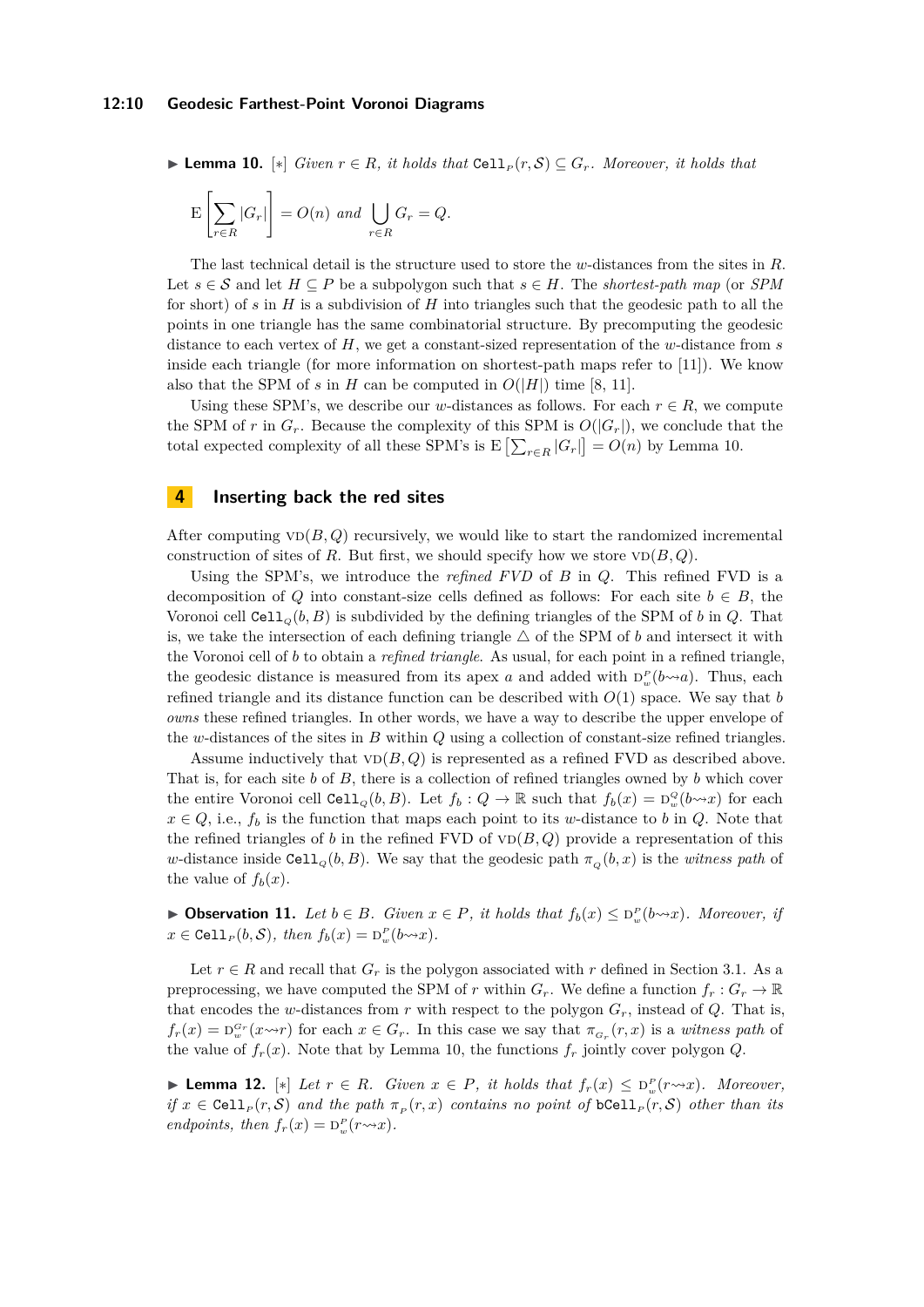▶ **Lemma 10.** [∗] *Given $r \in R$, it holds that $\texttt{Cell}_P(r, \mathcal{S}) \subseteq G_r$. Moreover, it holds that*

$$\mathrm{E}\left[\sum_{r\in R} |G_r|\right] = O(n) \text{ and } \bigcup_{r\in R} G_r = Q.$$

The last technical detail is the structure used to store the $w$-distances from the sites in $R$. Let $s \in \mathcal{S}$ and let $H \subseteq P$ be a subpolygon such that $s \in H$. The *shortest-path map* (or *SPM* for short) of $s$ in $H$ is a subdivision of $H$ into triangles such that the geodesic path to all the points in one triangle has the same combinatorial structure. By precomputing the geodesic distance to each vertex of $H$, we get a constant-sized representation of the $w$-distance from $s$ inside each triangle (for more information on shortest-path maps refer to [11]). We know also that the SPM of $s$ in $H$ can be computed in $O(|H|)$ time [8, 11].

Using these SPM's, we describe our $w$-distances as follows. For each $r \in R$, we compute the SPM of $r$ in $G_r$. Because the complexity of this SPM is $O(|G_r|)$, we conclude that the total expected complexity of all these SPM's is $\mathrm{E}\left[\sum_{r\in R} |G_r|\right] = O(n)$ by Lemma 10.

## 4 Inserting back the red sites

After computing $\text{VD}(B, Q)$ recursively, we would like to start the randomized incremental construction of sites of $R$. But first, we should specify how we store $\text{VD}(B, Q)$.

Using the SPM's, we introduce the *refined FVD* of $B$ in $Q$. This refined FVD is a decomposition of $Q$ into constant-size cells defined as follows: For each site $b \in B$, the Voronoi cell $\texttt{Cell}_Q(b, B)$ is subdivided by the defining triangles of the SPM of $b$ in $Q$. That is, we take the intersection of each defining triangle $\triangle$ of the SPM of $b$ and intersect it with the Voronoi cell of $b$ to obtain a *refined triangle*. As usual, for each point in a refined triangle, the geodesic distance is measured from its apex $a$ and added with $\text{D}^P_w(b \rightsquigarrow a)$. Thus, each refined triangle and its distance function can be described with $O(1)$ space. We say that $b$ *owns* these refined triangles. In other words, we have a way to describe the upper envelope of the $w$-distances of the sites in $B$ within $Q$ using a collection of constant-size refined triangles.

Assume inductively that $\text{VD}(B, Q)$ is represented as a refined FVD as described above. That is, for each site $b$ of $B$, there is a collection of refined triangles owned by $b$ which cover the entire Voronoi cell $\texttt{Cell}_Q(b, B)$. Let $f_b : Q \to \mathbb{R}$ such that $f_b(x) = \text{D}^Q_w(b \rightsquigarrow x)$ for each $x \in Q$, i.e., $f_b$ is the function that maps each point to its $w$-distance to $b$ in $Q$. Note that the refined triangles of $b$ in the refined FVD of $\text{VD}(B, Q)$ provide a representation of this $w$-distance inside $\texttt{Cell}_Q(b, B)$. We say that the geodesic path $\pi_Q(b, x)$ is the *witness path* of the value of $f_b(x)$.

▶ **Observation 11.** *Let $b \in B$. Given $x \in P$, it holds that $f_b(x) \leq \text{D}^P_w(b \rightsquigarrow x)$. Moreover, if $x \in \texttt{Cell}_P(b, \mathcal{S})$, then $f_b(x) = \text{D}^P_w(b \rightsquigarrow x)$.*

Let $r \in R$ and recall that $G_r$ is the polygon associated with $r$ defined in Section 3.1. As a preprocessing, we have computed the SPM of $r$ within $G_r$. We define a function $f_r : G_r \to \mathbb{R}$ that encodes the $w$-distances from $r$ with respect to the polygon $G_r$, instead of $Q$. That is, $f_r(x) = \text{D}^{G_r}_w(x \rightsquigarrow r)$ for each $x \in G_r$. In this case we say that $\pi_{G_r}(r, x)$ is a *witness path* of the value of $f_r(x)$. Note that by Lemma 10, the functions $f_r$ jointly cover polygon $Q$.

▶ **Lemma 12.** [∗] *Let $r \in R$. Given $x \in P$, it holds that $f_r(x) \leq \text{D}^P_w(r \rightsquigarrow x)$. Moreover, if $x \in \texttt{Cell}_P(r, \mathcal{S})$ and the path $\pi_P(r, x)$ contains no point of $\texttt{bCell}_P(r, \mathcal{S})$ other than its endpoints, then $f_r(x) = \text{D}^P_w(r \rightsquigarrow x)$.*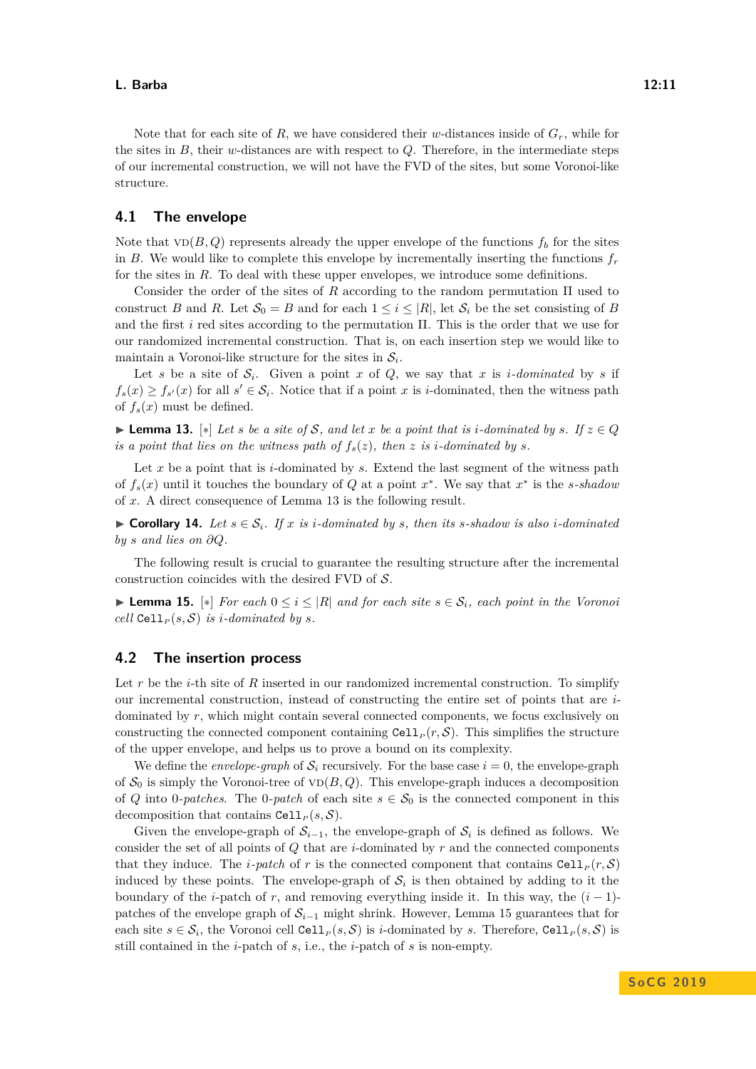Note that for each site of $R$, we have considered their $w$-distances inside of $G_r$, while for the sites in $B$, their $w$-distances are with respect to $Q$. Therefore, in the intermediate steps of our incremental construction, we will not have the FVD of the sites, but some Voronoi-like structure.

## 4.1 The envelope

Note that $\text{VD}(B, Q)$ represents already the upper envelope of the functions $f_b$ for the sites in $B$. We would like to complete this envelope by incrementally inserting the functions $f_r$ for the sites in $R$. To deal with these upper envelopes, we introduce some definitions.

Consider the order of the sites of $R$ according to the random permutation $\Pi$ used to construct $B$ and $R$. Let $\mathcal{S}_0 = B$ and for each $1 \leq i \leq |R|$, let $\mathcal{S}_i$ be the set consisting of $B$ and the first $i$ red sites according to the permutation $\Pi$. This is the order that we use for our randomized incremental construction. That is, on each insertion step we would like to maintain a Voronoi-like structure for the sites in $\mathcal{S}_i$.

Let $s$ be a site of $\mathcal{S}_i$. Given a point $x$ of $Q$, we say that $x$ is *$i$-dominated* by $s$ if $f_s(x) \geq f_{s'}(x)$ for all $s' \in \mathcal{S}_i$. Notice that if a point $x$ is $i$-dominated, then the witness path of $f_s(x)$ must be defined.

▶ **Lemma 13.** [∗] *Let $s$ be a site of $\mathcal{S}$, and let $x$ be a point that is $i$-dominated by $s$. If $z \in Q$ is a point that lies on the witness path of $f_s(z)$, then $z$ is $i$-dominated by $s$.*

Let $x$ be a point that is $i$-dominated by $s$. Extend the last segment of the witness path of $f_s(x)$ until it touches the boundary of $Q$ at a point $x^*$. We say that $x^*$ is the *$s$-shadow* of $x$. A direct consequence of Lemma 13 is the following result.

▶ **Corollary 14.** *Let $s \in \mathcal{S}_i$. If $x$ is $i$-dominated by $s$, then its $s$-shadow is also $i$-dominated by $s$ and lies on $\partial Q$.*

The following result is crucial to guarantee the resulting structure after the incremental construction coincides with the desired FVD of $\mathcal{S}$.

▶ **Lemma 15.** [∗] *For each $0 \leq i \leq |R|$ and for each site $s \in \mathcal{S}_i$, each point in the Voronoi cell $\texttt{Cell}_P(s, \mathcal{S})$ is $i$-dominated by $s$.*

## 4.2 The insertion process

Let $r$ be the $i$-th site of $R$ inserted in our randomized incremental construction. To simplify our incremental construction, instead of constructing the entire set of points that are $i$-dominated by $r$, which might contain several connected components, we focus exclusively on constructing the connected component containing $\texttt{Cell}_P(r, \mathcal{S})$. This simplifies the structure of the upper envelope, and helps us to prove a bound on its complexity.

We define the *envelope-graph* of $\mathcal{S}_i$ recursively. For the base case $i = 0$, the envelope-graph of $\mathcal{S}_0$ is simply the Voronoi-tree of $\text{VD}(B, Q)$. This envelope-graph induces a decomposition of $Q$ into *0-patches*. The *0-patch* of each site $s \in \mathcal{S}_0$ is the connected component in this decomposition that contains $\texttt{Cell}_P(s, \mathcal{S})$.

Given the envelope-graph of $\mathcal{S}_{i-1}$, the envelope-graph of $\mathcal{S}_i$ is defined as follows. We consider the set of all points of $Q$ that are $i$-dominated by $r$ and the connected components that they induce. The *$i$-patch* of $r$ is the connected component that contains $\texttt{Cell}_P(r, \mathcal{S})$ induced by these points. The envelope-graph of $\mathcal{S}_i$ is then obtained by adding to it the boundary of the $i$-patch of $r$, and removing everything inside it. In this way, the $(i-1)$-patches of the envelope graph of $\mathcal{S}_{i-1}$ might shrink. However, Lemma 15 guarantees that for each site $s \in \mathcal{S}_i$, the Voronoi cell $\texttt{Cell}_P(s, \mathcal{S})$ is $i$-dominated by $s$. Therefore, $\texttt{Cell}_P(s, \mathcal{S})$ is still contained in the $i$-patch of $s$, i.e., the $i$-patch of $s$ is non-empty.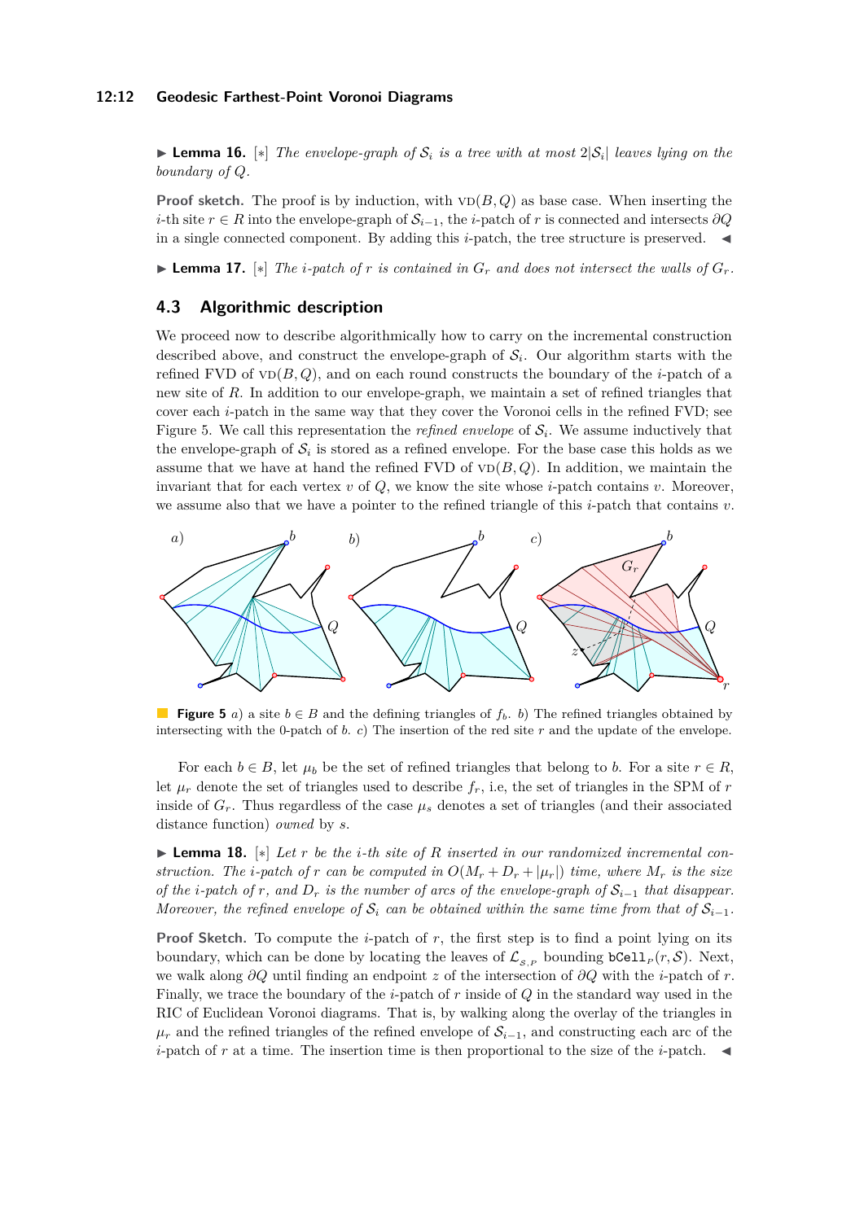▶ **Lemma 16.** [∗] *The envelope-graph of $\mathcal{S}_i$ is a tree with at most $2|\mathcal{S}_i|$ leaves lying on the boundary of $Q$.*

**Proof sketch.** The proof is by induction, with $\text{VD}(B, Q)$ as base case. When inserting the $i$-th site $r \in R$ into the envelope-graph of $\mathcal{S}_{i-1}$, the $i$-patch of $r$ is connected and intersects $\partial Q$ in a single connected component. By adding this $i$-patch, the tree structure is preserved. ◀

▶ **Lemma 17.** [∗] *The $i$-patch of $r$ is contained in $G_r$ and does not intersect the walls of $G_r$.*

## 4.3 Algorithmic description

We proceed now to describe algorithmically how to carry on the incremental construction described above, and construct the envelope-graph of $\mathcal{S}_i$. Our algorithm starts with the refined FVD of $\text{VD}(B, Q)$, and on each round constructs the boundary of the $i$-patch of a new site of $R$. In addition to our envelope-graph, we maintain a set of refined triangles that cover each $i$-patch in the same way that they cover the Voronoi cells in the refined FVD; see Figure 5. We call this representation the *refined envelope* of $\mathcal{S}_i$. We assume inductively that the envelope-graph of $\mathcal{S}_i$ is stored as a refined envelope. For the base case this holds as we assume that we have at hand the refined FVD of $\text{VD}(B, Q)$. In addition, we maintain the invariant that for each vertex $v$ of $Q$, we know the site whose $i$-patch contains $v$. Moreover, we assume also that we have a pointer to the refined triangle of this $i$-patch that contains $v$.

**Figure 5** *a)* a site $b \in B$ and the defining triangles of $f_b$. *b)* The refined triangles obtained by intersecting with the 0-patch of $b$. *c)* The insertion of the red site $r$ and the update of the envelope.

For each $b \in B$, let $\mu_b$ be the set of refined triangles that belong to $b$. For a site $r \in R$, let $\mu_r$ denote the set of triangles used to describe $f_r$, i.e, the set of triangles in the SPM of $r$ inside of $G_r$. Thus regardless of the case $\mu_s$ denotes a set of triangles (and their associated distance function) *owned* by $s$.

▶ **Lemma 18.** [∗] *Let $r$ be the $i$-th site of $R$ inserted in our randomized incremental construction. The $i$-patch of $r$ can be computed in $O(M_r + D_r + |\mu_r|)$ time, where $M_r$ is the size of the $i$-patch of $r$, and $D_r$ is the number of arcs of the envelope-graph of $\mathcal{S}_{i-1}$ that disappear. Moreover, the refined envelope of $\mathcal{S}_i$ can be obtained within the same time from that of $\mathcal{S}_{i-1}$.*

**Proof Sketch.** To compute the $i$-patch of $r$, the first step is to find a point lying on its boundary, which can be done by locating the leaves of $\mathcal{L}_{\mathcal{S},P}$ bounding $\texttt{bCell}_P(r, \mathcal{S})$. Next, we walk along $\partial Q$ until finding an endpoint $z$ of the intersection of $\partial Q$ with the $i$-patch of $r$. Finally, we trace the boundary of the $i$-patch of $r$ inside of $Q$ in the standard way used in the RIC of Euclidean Voronoi diagrams. That is, by walking along the overlay of the triangles in $\mu_r$ and the refined triangles of the refined envelope of $\mathcal{S}_{i-1}$, and constructing each arc of the $i$-patch of $r$ at a time. The insertion time is then proportional to the size of the $i$-patch. ◀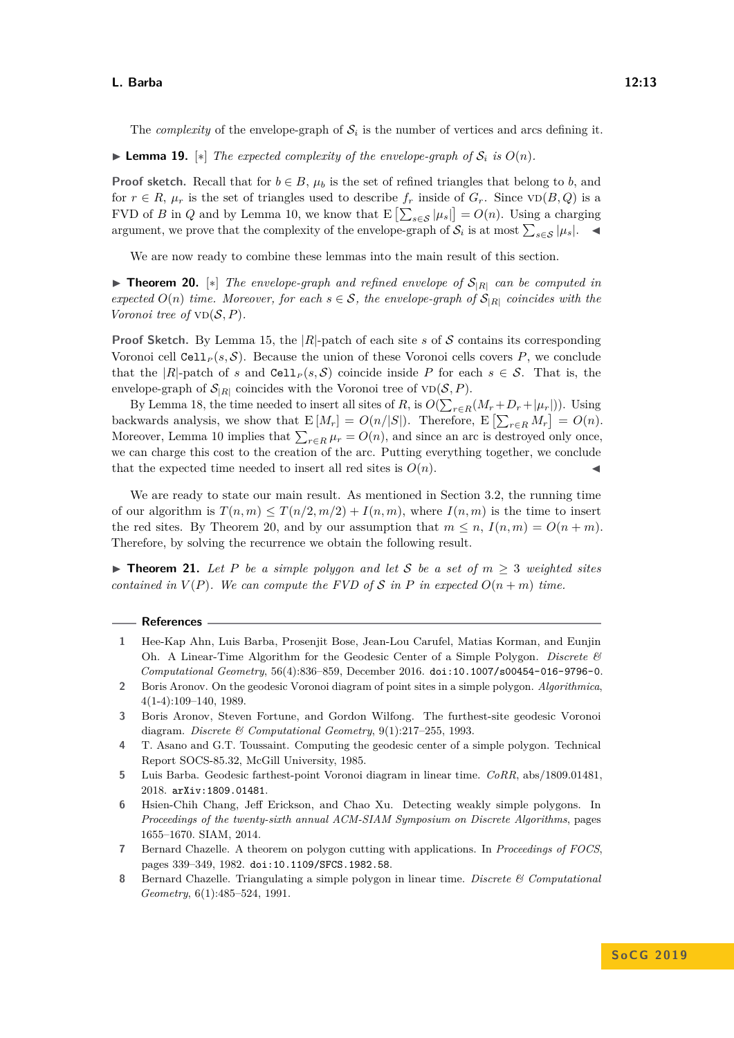The *complexity* of the envelope-graph of $\mathcal{S}_i$ is the number of vertices and arcs defining it.

▶ **Lemma 19.** [∗] *The expected complexity of the envelope-graph of $\mathcal{S}_i$ is $O(n)$.*

**Proof sketch.** Recall that for $b \in B$, $\mu_b$ is the set of refined triangles that belong to $b$, and for $r \in R$, $\mu_r$ is the set of triangles used to describe $f_r$ inside of $G_r$. Since $\text{VD}(B, Q)$ is a FVD of $B$ in $Q$ and by Lemma 10, we know that $\mathrm{E}\left[\sum_{s \in \mathcal{S}} |\mu_s|\right] = O(n)$. Using a charging argument, we prove that the complexity of the envelope-graph of $\mathcal{S}_i$ is at most $\sum_{s \in \mathcal{S}} |\mu_s|$. ◀

We are now ready to combine these lemmas into the main result of this section.

▶ **Theorem 20.** [∗] *The envelope-graph and refined envelope of $\mathcal{S}_{|R|}$ can be computed in expected $O(n)$ time. Moreover, for each $s \in \mathcal{S}$, the envelope-graph of $\mathcal{S}_{|R|}$ coincides with the Voronoi tree of $\text{VD}(\mathcal{S}, P)$.*

**Proof Sketch.** By Lemma 15, the $|R|$-patch of each site $s$ of $\mathcal{S}$ contains its corresponding Voronoi cell $\texttt{Cell}_P(s, \mathcal{S})$. Because the union of these Voronoi cells covers $P$, we conclude that the $|R|$-patch of $s$ and $\texttt{Cell}_P(s, \mathcal{S})$ coincide inside $P$ for each $s \in \mathcal{S}$. That is, the envelope-graph of $\mathcal{S}_{|R|}$ coincides with the Voronoi tree of $\text{VD}(\mathcal{S}, P)$.

By Lemma 18, the time needed to insert all sites of $R$, is $O(\sum_{r \in R}(M_r + D_r + |\mu_r|))$. Using backwards analysis, we show that $\mathrm{E}[M_r] = O(n/|S|)$. Therefore, $\mathrm{E}\left[\sum_{r \in R} M_r\right] = O(n)$. Moreover, Lemma 10 implies that $\sum_{r \in R} \mu_r = O(n)$, and since an arc is destroyed only once, we can charge this cost to the creation of the arc. Putting everything together, we conclude that the expected time needed to insert all red sites is $O(n)$. ◀

We are ready to state our main result. As mentioned in Section 3.2, the running time of our algorithm is $T(n, m) \leq T(n/2, m/2) + I(n, m)$, where $I(n, m)$ is the time to insert the red sites. By Theorem 20, and by our assumption that $m \leq n$, $I(n, m) = O(n + m)$. Therefore, by solving the recurrence we obtain the following result.

▶ **Theorem 21.** *Let $P$ be a simple polygon and let $\mathcal{S}$ be a set of $m \geq 3$ weighted sites contained in $V(P)$. We can compute the FVD of $\mathcal{S}$ in $P$ in expected $O(n + m)$ time.*

## References

1. Hee-Kap Ahn, Luis Barba, Prosenjit Bose, Jean-Lou Carufel, Matias Korman, and Eunjin Oh. A Linear-Time Algorithm for the Geodesic Center of a Simple Polygon. *Discrete & Computational Geometry*, 56(4):836–859, December 2016. doi:10.1007/s00454-016-9796-0.
2. Boris Aronov. On the geodesic Voronoi diagram of point sites in a simple polygon. *Algorithmica*, 4(1-4):109–140, 1989.
3. Boris Aronov, Steven Fortune, and Gordon Wilfong. The furthest-site geodesic Voronoi diagram. *Discrete & Computational Geometry*, 9(1):217–255, 1993.
4. T. Asano and G.T. Toussaint. Computing the geodesic center of a simple polygon. Technical Report SOCS-85.32, McGill University, 1985.
5. Luis Barba. Geodesic farthest-point Voronoi diagram in linear time. *CoRR*, abs/1809.01481, 2018. arXiv:1809.01481.
6. Hsien-Chih Chang, Jeff Erickson, and Chao Xu. Detecting weakly simple polygons. In *Proceedings of the twenty-sixth annual ACM-SIAM Symposium on Discrete Algorithms*, pages 1655–1670. SIAM, 2014.
7. Bernard Chazelle. A theorem on polygon cutting with applications. In *Proceedings of FOCS*, pages 339–349, 1982. doi:10.1109/SFCS.1982.58.
8. Bernard Chazelle. Triangulating a simple polygon in linear time. *Discrete & Computational Geometry*, 6(1):485–524, 1991.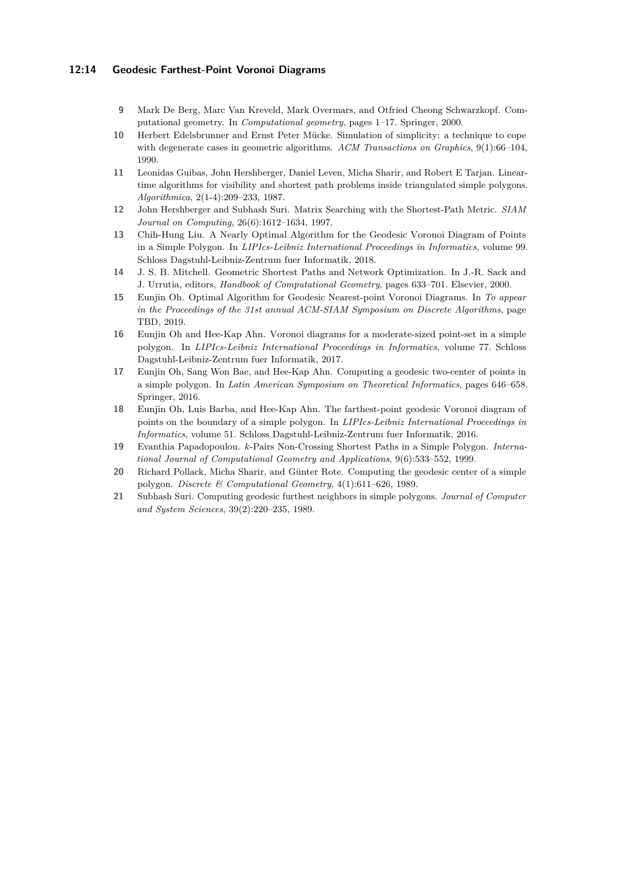9 Mark De Berg, Marc Van Kreveld, Mark Overmars, and Otfried Cheong Schwarzkopf. Computational geometry. In *Computational geometry*, pages 1–17. Springer, 2000.

10 Herbert Edelsbrunner and Ernst Peter Mücke. Simulation of simplicity: a technique to cope with degenerate cases in geometric algorithms. *ACM Transactions on Graphics*, 9(1):66–104, 1990.

11 Leonidas Guibas, John Hershberger, Daniel Leven, Micha Sharir, and Robert E Tarjan. Linear-time algorithms for visibility and shortest path problems inside triangulated simple polygons. *Algorithmica*, 2(1-4):209–233, 1987.

12 John Hershberger and Subhash Suri. Matrix Searching with the Shortest-Path Metric. *SIAM Journal on Computing*, 26(6):1612–1634, 1997.

13 Chih-Hung Liu. A Nearly Optimal Algorithm for the Geodesic Voronoi Diagram of Points in a Simple Polygon. In *LIPIcs-Leibniz International Proceedings in Informatics*, volume 99. Schloss Dagstuhl-Leibniz-Zentrum fuer Informatik, 2018.

14 J. S. B. Mitchell. Geometric Shortest Paths and Network Optimization. In J.-R. Sack and J. Urrutia, editors, *Handbook of Computational Geometry*, pages 633–701. Elsevier, 2000.

15 Eunjin Oh. Optimal Algorithm for Geodesic Nearest-point Voronoi Diagrams. In *To appear in the Proceedings of the 31st annual ACM-SIAM Symposium on Discrete Algorithms*, page TBD, 2019.

16 Eunjin Oh and Hee-Kap Ahn. Voronoi diagrams for a moderate-sized point-set in a simple polygon. In *LIPIcs-Leibniz International Proceedings in Informatics*, volume 77. Schloss Dagstuhl-Leibniz-Zentrum fuer Informatik, 2017.

17 Eunjin Oh, Sang Won Bae, and Hee-Kap Ahn. Computing a geodesic two-center of points in a simple polygon. In *Latin American Symposium on Theoretical Informatics*, pages 646–658. Springer, 2016.

18 Eunjin Oh, Luis Barba, and Hee-Kap Ahn. The farthest-point geodesic Voronoi diagram of points on the boundary of a simple polygon. In *LIPIcs-Leibniz International Proceedings in Informatics*, volume 51. Schloss Dagstuhl-Leibniz-Zentrum fuer Informatik, 2016.

19 Evanthia Papadopoulou. *k*-Pairs Non-Crossing Shortest Paths in a Simple Polygon. *International Journal of Computational Geometry and Applications*, 9(6):533–552, 1999.

20 Richard Pollack, Micha Sharir, and Günter Rote. Computing the geodesic center of a simple polygon. *Discrete & Computational Geometry*, 4(1):611–626, 1989.

21 Subhash Suri. Computing geodesic furthest neighbors in simple polygons. *Journal of Computer and System Sciences*, 39(2):220–235, 1989.